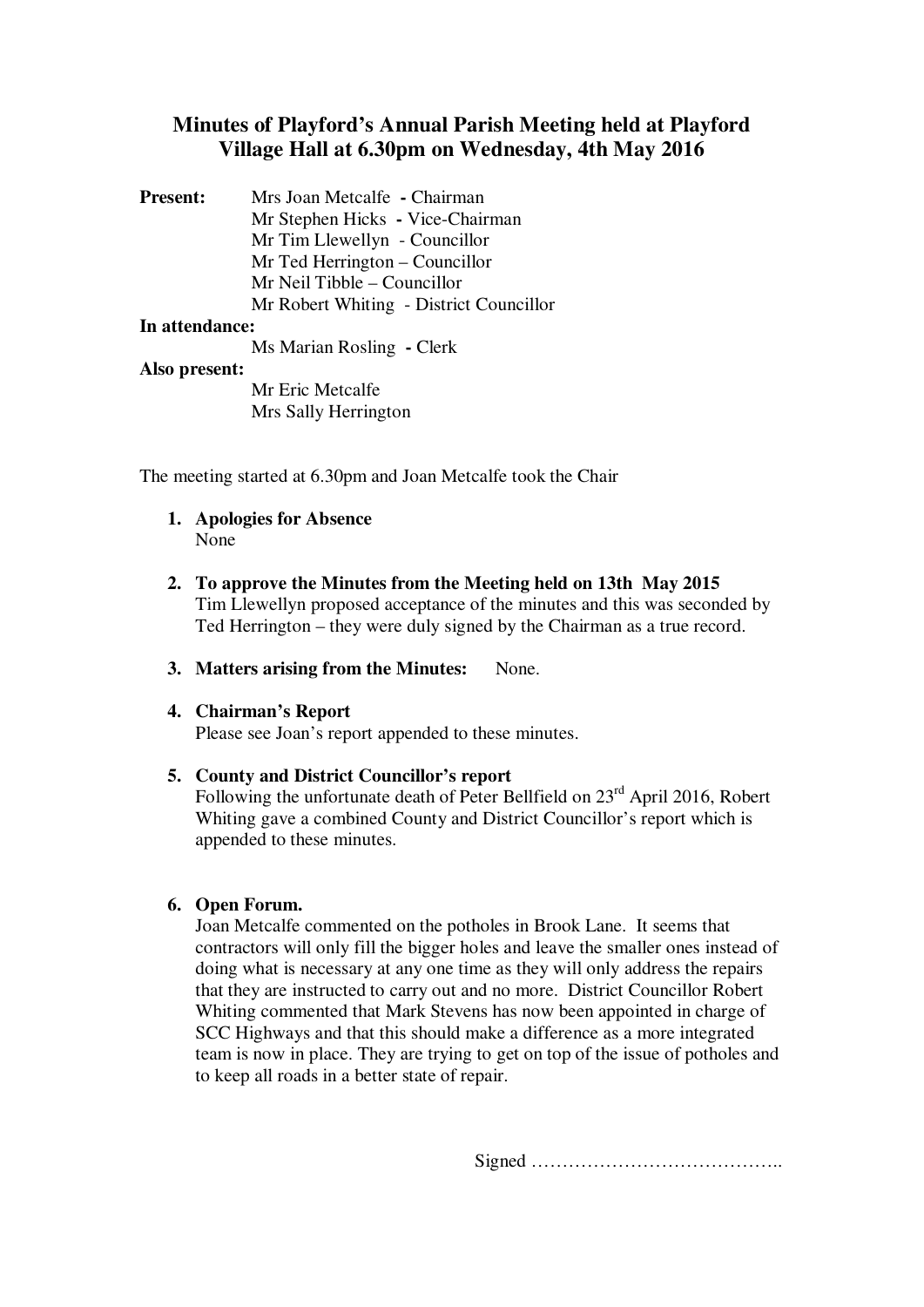# Minutes of Playford's Annual Parish Meeting held at Playford Village Hall at 6.30pm on Wednesday, 4th May 2016

**Present:**
Mrs Joan Metcalfe **-** Chairman
Mr Stephen Hicks **-** Vice-Chairman
Mr Tim Llewellyn - Councillor
Mr Ted Herrington – Councillor
Mr Neil Tibble – Councillor
Mr Robert Whiting - District Councillor

**In attendance:**
Ms Marian Rosling **-** Clerk

**Also present:**
Mr Eric Metcalfe
Mrs Sally Herrington

The meeting started at 6.30pm and Joan Metcalfe took the Chair

1. **Apologies for Absence**
   None

2. **To approve the Minutes from the Meeting held on 13th May 2015**
   Tim Llewellyn proposed acceptance of the minutes and this was seconded by Ted Herrington – they were duly signed by the Chairman as a true record.

3. **Matters arising from the Minutes:** None.

4. **Chairman's Report**
   Please see Joan's report appended to these minutes.

5. **County and District Councillor's report**
   Following the unfortunate death of Peter Bellfield on 23rd April 2016, Robert Whiting gave a combined County and District Councillor's report which is appended to these minutes.

6. **Open Forum.**
   Joan Metcalfe commented on the potholes in Brook Lane. It seems that contractors will only fill the bigger holes and leave the smaller ones instead of doing what is necessary at any one time as they will only address the repairs that they are instructed to carry out and no more. District Councillor Robert Whiting commented that Mark Stevens has now been appointed in charge of SCC Highways and that this should make a difference as a more integrated team is now in place. They are trying to get on top of the issue of potholes and to keep all roads in a better state of repair.

Signed …………………………………..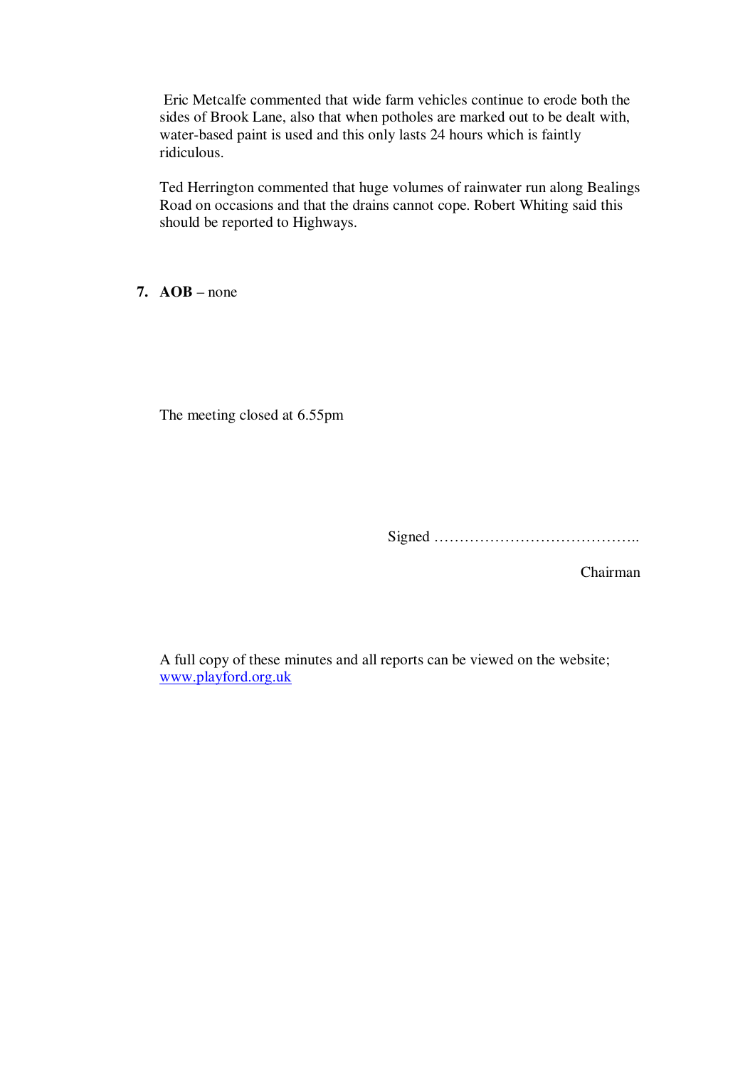Eric Metcalfe commented that wide farm vehicles continue to erode both the sides of Brook Lane, also that when potholes are marked out to be dealt with, water-based paint is used and this only lasts 24 hours which is faintly ridiculous.

Ted Herrington commented that huge volumes of rainwater run along Bealings Road on occasions and that the drains cannot cope. Robert Whiting said this should be reported to Highways.

7. **AOB** – none

The meeting closed at 6.55pm

Signed …………………………………..

Chairman

A full copy of these minutes and all reports can be viewed on the website; [www.playford.org.uk](http://www.playford.org.uk)